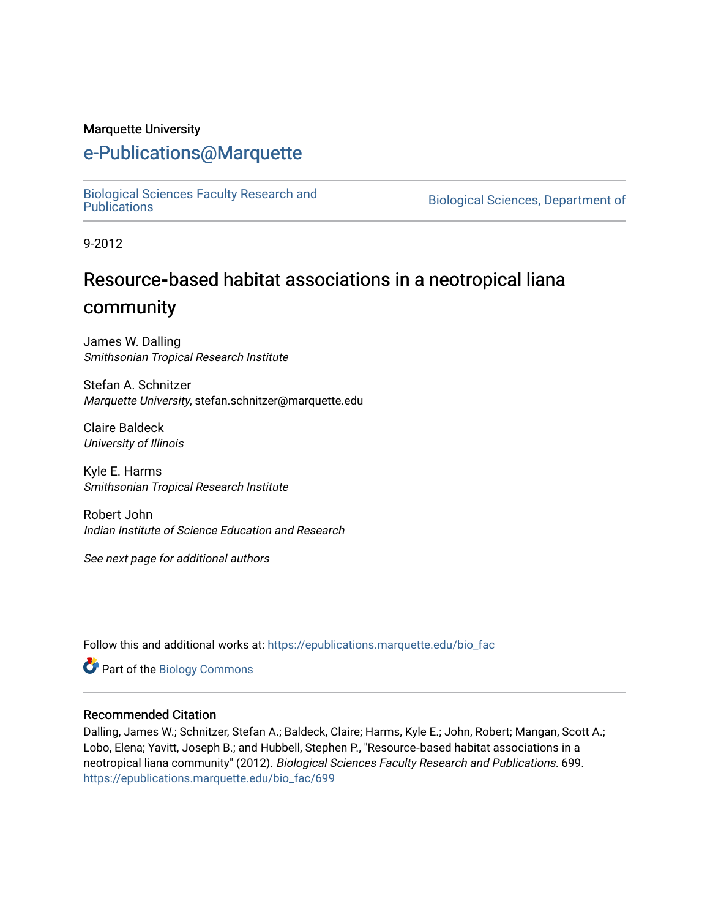Marquette University

# e-Publications@Marquette

Biological Sciences Faculty Research and Publications

Biological Sciences, Department of

9-2012

## Resource-based habitat associations in a neotropical liana community

James W. Dalling
*Smithsonian Tropical Research Institute*

Stefan A. Schnitzer
*Marquette University*, stefan.schnitzer@marquette.edu

Claire Baldeck
*University of Illinois*

Kyle E. Harms
*Smithsonian Tropical Research Institute*

Robert John
*Indian Institute of Science Education and Research*

*See next page for additional authors*

Follow this and additional works at: https://epublications.marquette.edu/bio_fac

Part of the Biology Commons

### Recommended Citation

Dalling, James W.; Schnitzer, Stefan A.; Baldeck, Claire; Harms, Kyle E.; John, Robert; Mangan, Scott A.; Lobo, Elena; Yavitt, Joseph B.; and Hubbell, Stephen P., "Resource-based habitat associations in a neotropical liana community" (2012). *Biological Sciences Faculty Research and Publications*. 699.
https://epublications.marquette.edu/bio_fac/699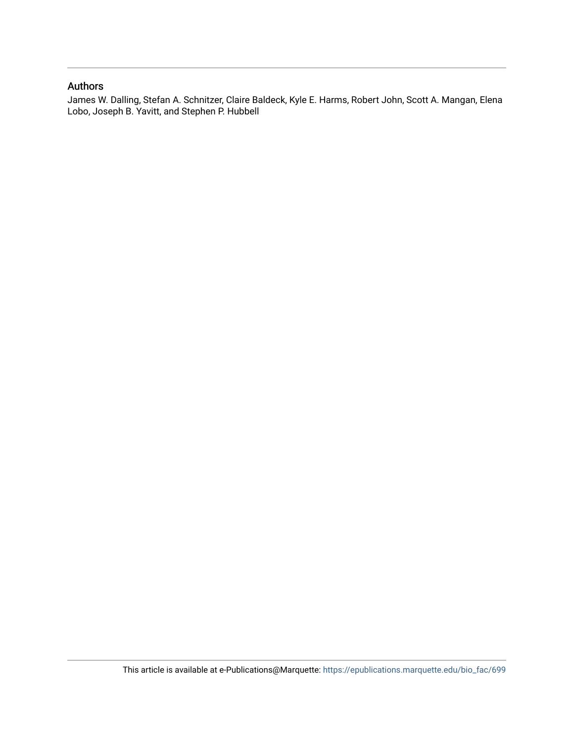## Authors

James W. Dalling, Stefan A. Schnitzer, Claire Baldeck, Kyle E. Harms, Robert John, Scott A. Mangan, Elena Lobo, Joseph B. Yavitt, and Stephen P. Hubbell

This article is available at e-Publications@Marquette: https://epublications.marquette.edu/bio_fac/699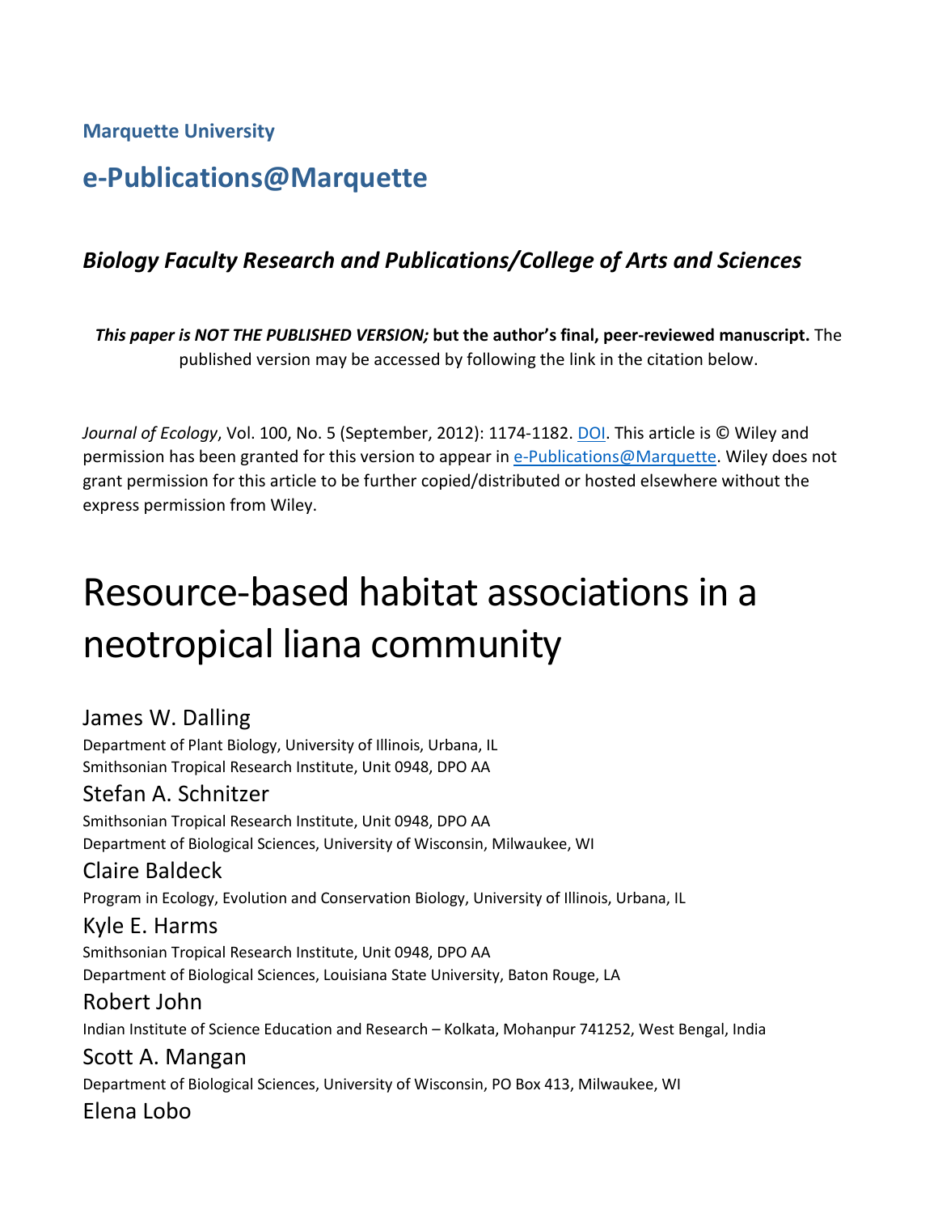**Marquette University**

## e-Publications@Marquette

### *Biology Faculty Research and Publications/College of Arts and Sciences*

***This paper is NOT THE PUBLISHED VERSION;* but the author's final, peer-reviewed manuscript.** The published version may be accessed by following the link in the citation below.

*Journal of Ecology*, Vol. 100, No. 5 (September, 2012): 1174-1182. DOI. This article is © Wiley and permission has been granted for this version to appear in e-Publications@Marquette. Wiley does not grant permission for this article to be further copied/distributed or hosted elsewhere without the express permission from Wiley.

# Resource-based habitat associations in a neotropical liana community

James W. Dalling
Department of Plant Biology, University of Illinois, Urbana, IL
Smithsonian Tropical Research Institute, Unit 0948, DPO AA

Stefan A. Schnitzer
Smithsonian Tropical Research Institute, Unit 0948, DPO AA
Department of Biological Sciences, University of Wisconsin, Milwaukee, WI

Claire Baldeck
Program in Ecology, Evolution and Conservation Biology, University of Illinois, Urbana, IL

Kyle E. Harms
Smithsonian Tropical Research Institute, Unit 0948, DPO AA
Department of Biological Sciences, Louisiana State University, Baton Rouge, LA

Robert John
Indian Institute of Science Education and Research – Kolkata, Mohanpur 741252, West Bengal, India

Scott A. Mangan
Department of Biological Sciences, University of Wisconsin, PO Box 413, Milwaukee, WI

Elena Lobo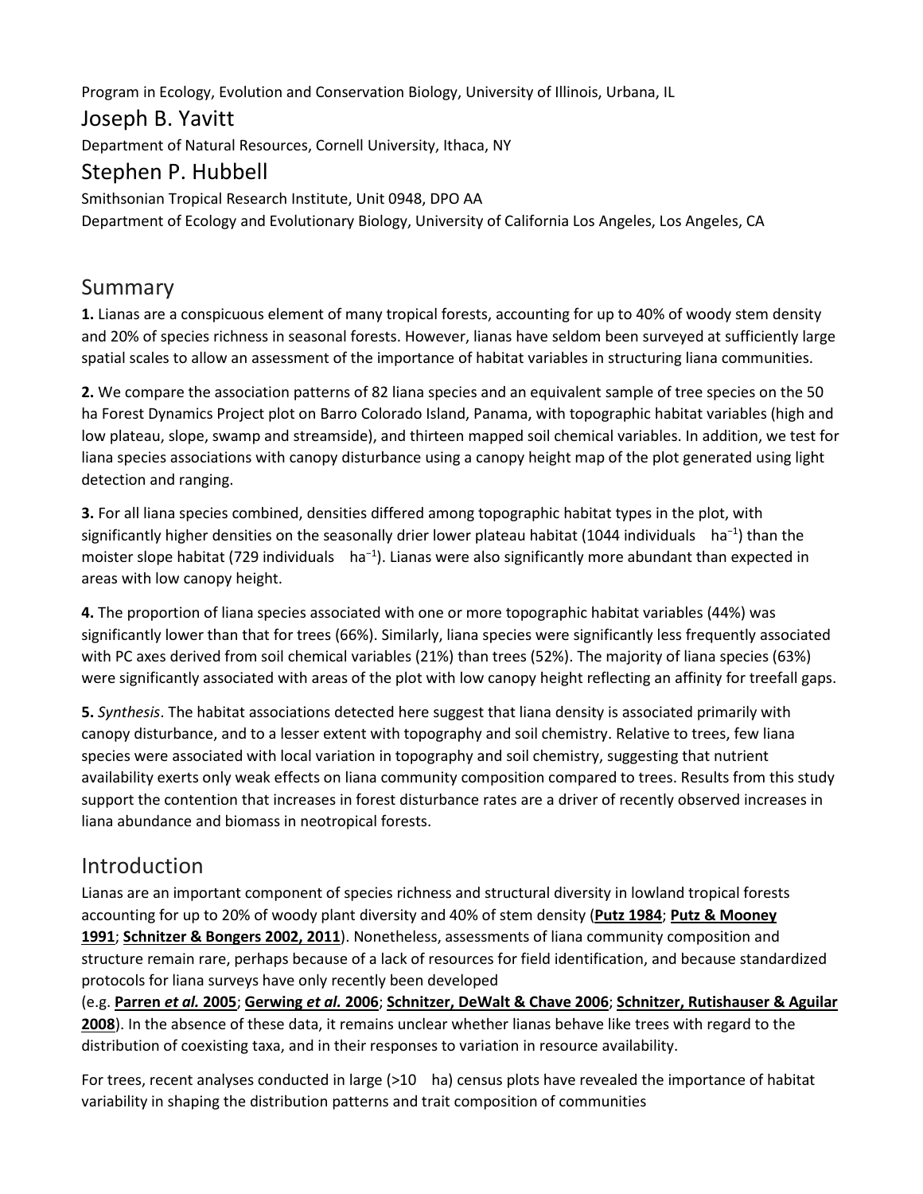Program in Ecology, Evolution and Conservation Biology, University of Illinois, Urbana, IL

## Joseph B. Yavitt

Department of Natural Resources, Cornell University, Ithaca, NY

## Stephen P. Hubbell

Smithsonian Tropical Research Institute, Unit 0948, DPO AA

Department of Ecology and Evolutionary Biology, University of California Los Angeles, Los Angeles, CA

# Summary

**1.** Lianas are a conspicuous element of many tropical forests, accounting for up to 40% of woody stem density and 20% of species richness in seasonal forests. However, lianas have seldom been surveyed at sufficiently large spatial scales to allow an assessment of the importance of habitat variables in structuring liana communities.

**2.** We compare the association patterns of 82 liana species and an equivalent sample of tree species on the 50 ha Forest Dynamics Project plot on Barro Colorado Island, Panama, with topographic habitat variables (high and low plateau, slope, swamp and streamside), and thirteen mapped soil chemical variables. In addition, we test for liana species associations with canopy disturbance using a canopy height map of the plot generated using light detection and ranging.

**3.** For all liana species combined, densities differed among topographic habitat types in the plot, with significantly higher densities on the seasonally drier lower plateau habitat (1044 individuals ha$^{-1}$) than the moister slope habitat (729 individuals ha$^{-1}$). Lianas were also significantly more abundant than expected in areas with low canopy height.

**4.** The proportion of liana species associated with one or more topographic habitat variables (44%) was significantly lower than that for trees (66%). Similarly, liana species were significantly less frequently associated with PC axes derived from soil chemical variables (21%) than trees (52%). The majority of liana species (63%) were significantly associated with areas of the plot with low canopy height reflecting an affinity for treefall gaps.

**5.** *Synthesis*. The habitat associations detected here suggest that liana density is associated primarily with canopy disturbance, and to a lesser extent with topography and soil chemistry. Relative to trees, few liana species were associated with local variation in topography and soil chemistry, suggesting that nutrient availability exerts only weak effects on liana community composition compared to trees. Results from this study support the contention that increases in forest disturbance rates are a driver of recently observed increases in liana abundance and biomass in neotropical forests.

# Introduction

Lianas are an important component of species richness and structural diversity in lowland tropical forests accounting for up to 20% of woody plant diversity and 40% of stem density (**Putz 1984**; **Putz & Mooney 1991**; **Schnitzer & Bongers 2002, 2011**). Nonetheless, assessments of liana community composition and structure remain rare, perhaps because of a lack of resources for field identification, and because standardized protocols for liana surveys have only recently been developed (e.g. **Parren *et al.* 2005**; **Gerwing *et al.* 2006**; **Schnitzer, DeWalt & Chave 2006**; **Schnitzer, Rutishauser & Aguilar 2008**). In the absence of these data, it remains unclear whether lianas behave like trees with regard to the distribution of coexisting taxa, and in their responses to variation in resource availability.

For trees, recent analyses conducted in large (>10 ha) census plots have revealed the importance of habitat variability in shaping the distribution patterns and trait composition of communities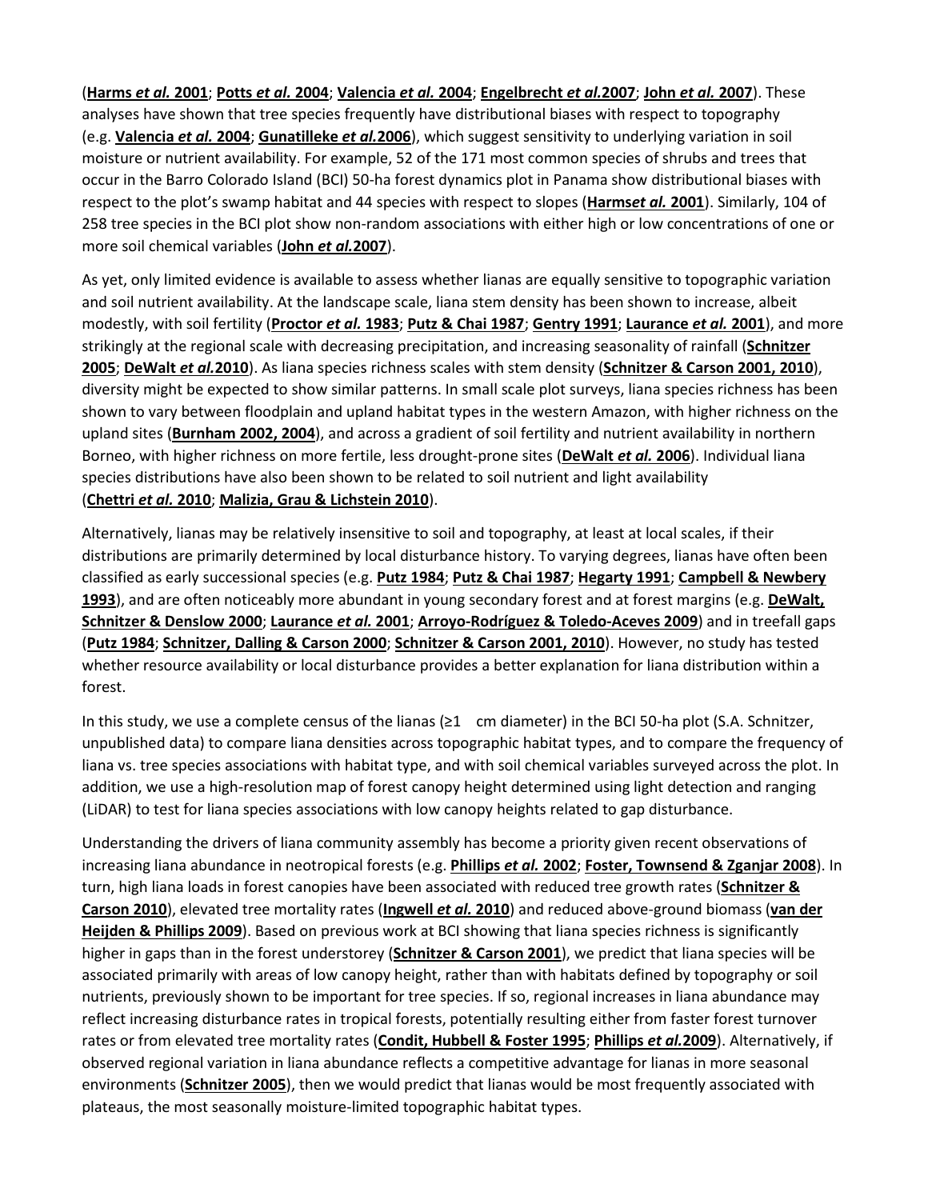(**Harms *et al.* 2001**; **Potts *et al.* 2004**; **Valencia *et al.* 2004**; **Engelbrecht *et al.*2007**; **John *et al.* 2007**). These analyses have shown that tree species frequently have distributional biases with respect to topography (e.g. **Valencia *et al.* 2004**; **Gunatilleke *et al.*2006**), which suggest sensitivity to underlying variation in soil moisture or nutrient availability. For example, 52 of the 171 most common species of shrubs and trees that occur in the Barro Colorado Island (BCI) 50-ha forest dynamics plot in Panama show distributional biases with respect to the plot's swamp habitat and 44 species with respect to slopes (**Harms*et al.* 2001**). Similarly, 104 of 258 tree species in the BCI plot show non-random associations with either high or low concentrations of one or more soil chemical variables (**John *et al.*2007**).

As yet, only limited evidence is available to assess whether lianas are equally sensitive to topographic variation and soil nutrient availability. At the landscape scale, liana stem density has been shown to increase, albeit modestly, with soil fertility (**Proctor *et al.* 1983**; **Putz & Chai 1987**; **Gentry 1991**; **Laurance *et al.* 2001**), and more strikingly at the regional scale with decreasing precipitation, and increasing seasonality of rainfall (**Schnitzer 2005**; **DeWalt *et al.*2010**). As liana species richness scales with stem density (**Schnitzer & Carson 2001, 2010**), diversity might be expected to show similar patterns. In small scale plot surveys, liana species richness has been shown to vary between floodplain and upland habitat types in the western Amazon, with higher richness on the upland sites (**Burnham 2002, 2004**), and across a gradient of soil fertility and nutrient availability in northern Borneo, with higher richness on more fertile, less drought-prone sites (**DeWalt *et al.* 2006**). Individual liana species distributions have also been shown to be related to soil nutrient and light availability (**Chettri *et al.* 2010**; **Malizia, Grau & Lichstein 2010**).

Alternatively, lianas may be relatively insensitive to soil and topography, at least at local scales, if their distributions are primarily determined by local disturbance history. To varying degrees, lianas have often been classified as early successional species (e.g. **Putz 1984**; **Putz & Chai 1987**; **Hegarty 1991**; **Campbell & Newbery 1993**), and are often noticeably more abundant in young secondary forest and at forest margins (e.g. **DeWalt, Schnitzer & Denslow 2000**; **Laurance *et al.* 2001**; **Arroyo-Rodríguez & Toledo-Aceves 2009**) and in treefall gaps (**Putz 1984**; **Schnitzer, Dalling & Carson 2000**; **Schnitzer & Carson 2001, 2010**). However, no study has tested whether resource availability or local disturbance provides a better explanation for liana distribution within a forest.

In this study, we use a complete census of the lianas (≥1 cm diameter) in the BCI 50-ha plot (S.A. Schnitzer, unpublished data) to compare liana densities across topographic habitat types, and to compare the frequency of liana vs. tree species associations with habitat type, and with soil chemical variables surveyed across the plot. In addition, we use a high-resolution map of forest canopy height determined using light detection and ranging (LiDAR) to test for liana species associations with low canopy heights related to gap disturbance.

Understanding the drivers of liana community assembly has become a priority given recent observations of increasing liana abundance in neotropical forests (e.g. **Phillips *et al.* 2002**; **Foster, Townsend & Zganjar 2008**). In turn, high liana loads in forest canopies have been associated with reduced tree growth rates (**Schnitzer & Carson 2010**), elevated tree mortality rates (**Ingwell *et al.* 2010**) and reduced above-ground biomass (**van der Heijden & Phillips 2009**). Based on previous work at BCI showing that liana species richness is significantly higher in gaps than in the forest understorey (**Schnitzer & Carson 2001**), we predict that liana species will be associated primarily with areas of low canopy height, rather than with habitats defined by topography or soil nutrients, previously shown to be important for tree species. If so, regional increases in liana abundance may reflect increasing disturbance rates in tropical forests, potentially resulting either from faster forest turnover rates or from elevated tree mortality rates (**Condit, Hubbell & Foster 1995**; **Phillips *et al.*2009**). Alternatively, if observed regional variation in liana abundance reflects a competitive advantage for lianas in more seasonal environments (**Schnitzer 2005**), then we would predict that lianas would be most frequently associated with plateaus, the most seasonally moisture-limited topographic habitat types.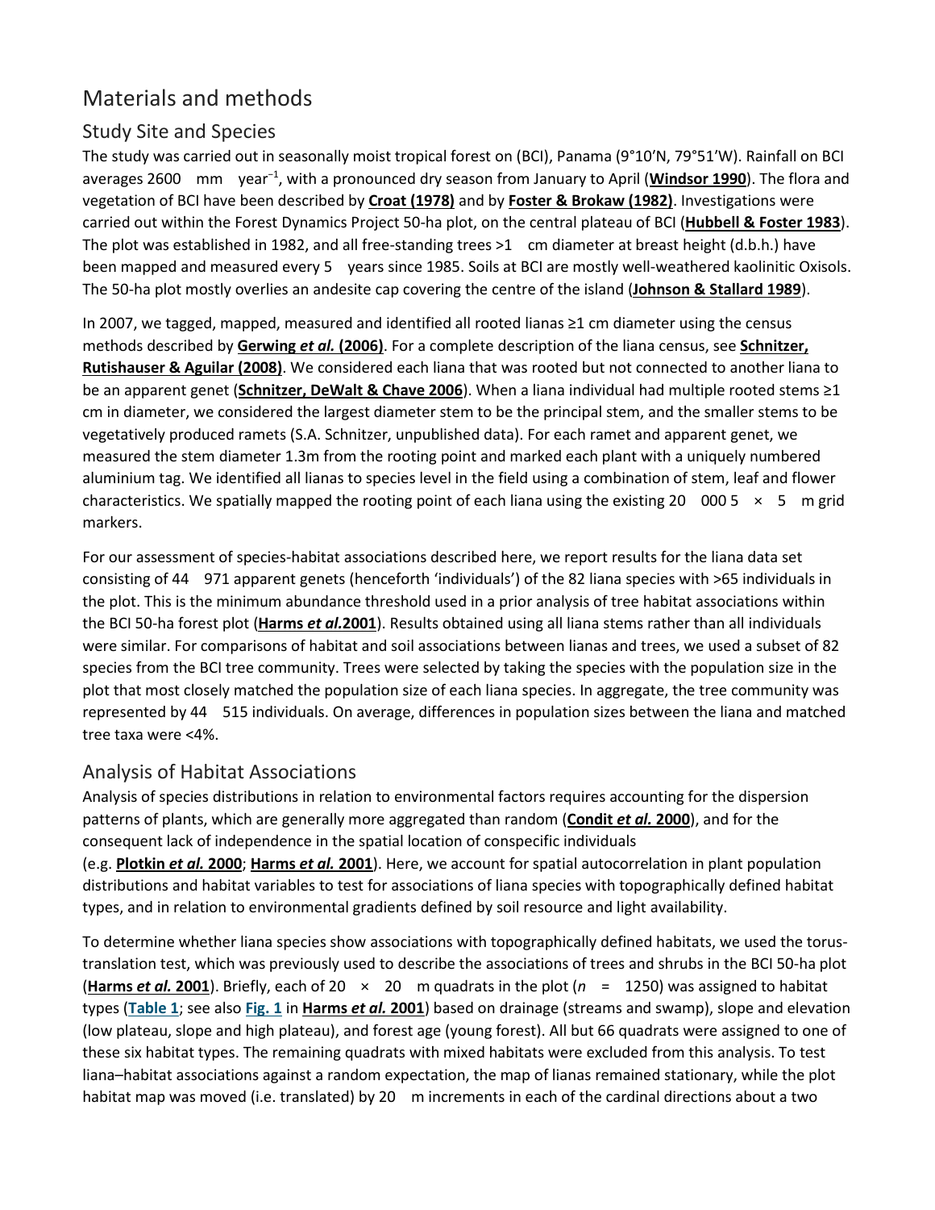# Materials and methods

## Study Site and Species

The study was carried out in seasonally moist tropical forest on (BCI), Panama (9°10′N, 79°51′W). Rainfall on BCI averages 2600 mm year$^{-1}$, with a pronounced dry season from January to April (**Windsor 1990**). The flora and vegetation of BCI have been described by **Croat (1978)** and by **Foster & Brokaw (1982)**. Investigations were carried out within the Forest Dynamics Project 50-ha plot, on the central plateau of BCI (**Hubbell & Foster 1983**). The plot was established in 1982, and all free-standing trees >1 cm diameter at breast height (d.b.h.) have been mapped and measured every 5 years since 1985. Soils at BCI are mostly well-weathered kaolinitic Oxisols. The 50-ha plot mostly overlies an andesite cap covering the centre of the island (**Johnson & Stallard 1989**).

In 2007, we tagged, mapped, measured and identified all rooted lianas ≥1 cm diameter using the census methods described by **Gerwing *et al.* (2006)**. For a complete description of the liana census, see **Schnitzer, Rutishauser & Aguilar (2008)**. We considered each liana that was rooted but not connected to another liana to be an apparent genet (**Schnitzer, DeWalt & Chave 2006**). When a liana individual had multiple rooted stems ≥1 cm in diameter, we considered the largest diameter stem to be the principal stem, and the smaller stems to be vegetatively produced ramets (S.A. Schnitzer, unpublished data). For each ramet and apparent genet, we measured the stem diameter 1.3m from the rooting point and marked each plant with a uniquely numbered aluminium tag. We identified all lianas to species level in the field using a combination of stem, leaf and flower characteristics. We spatially mapped the rooting point of each liana using the existing 20 000 5 × 5 m grid markers.

For our assessment of species-habitat associations described here, we report results for the liana data set consisting of 44 971 apparent genets (henceforth 'individuals') of the 82 liana species with >65 individuals in the plot. This is the minimum abundance threshold used in a prior analysis of tree habitat associations within the BCI 50-ha forest plot (**Harms *et al.*2001**). Results obtained using all liana stems rather than all individuals were similar. For comparisons of habitat and soil associations between lianas and trees, we used a subset of 82 species from the BCI tree community. Trees were selected by taking the species with the population size in the plot that most closely matched the population size of each liana species. In aggregate, the tree community was represented by 44 515 individuals. On average, differences in population sizes between the liana and matched tree taxa were <4%.

## Analysis of Habitat Associations

Analysis of species distributions in relation to environmental factors requires accounting for the dispersion patterns of plants, which are generally more aggregated than random (**Condit *et al.* 2000**), and for the consequent lack of independence in the spatial location of conspecific individuals (e.g. **Plotkin *et al.* 2000**; **Harms *et al.* 2001**). Here, we account for spatial autocorrelation in plant population distributions and habitat variables to test for associations of liana species with topographically defined habitat types, and in relation to environmental gradients defined by soil resource and light availability.

To determine whether liana species show associations with topographically defined habitats, we used the torus-translation test, which was previously used to describe the associations of trees and shrubs in the BCI 50-ha plot (**Harms *et al.* 2001**). Briefly, each of 20 × 20 m quadrats in the plot ($n$ = 1250) was assigned to habitat types (**Table 1**; see also **Fig. 1** in **Harms *et al.* 2001**) based on drainage (streams and swamp), slope and elevation (low plateau, slope and high plateau), and forest age (young forest). All but 66 quadrats were assigned to one of these six habitat types. The remaining quadrats with mixed habitats were excluded from this analysis. To test liana–habitat associations against a random expectation, the map of lianas remained stationary, while the plot habitat map was moved (i.e. translated) by 20 m increments in each of the cardinal directions about a two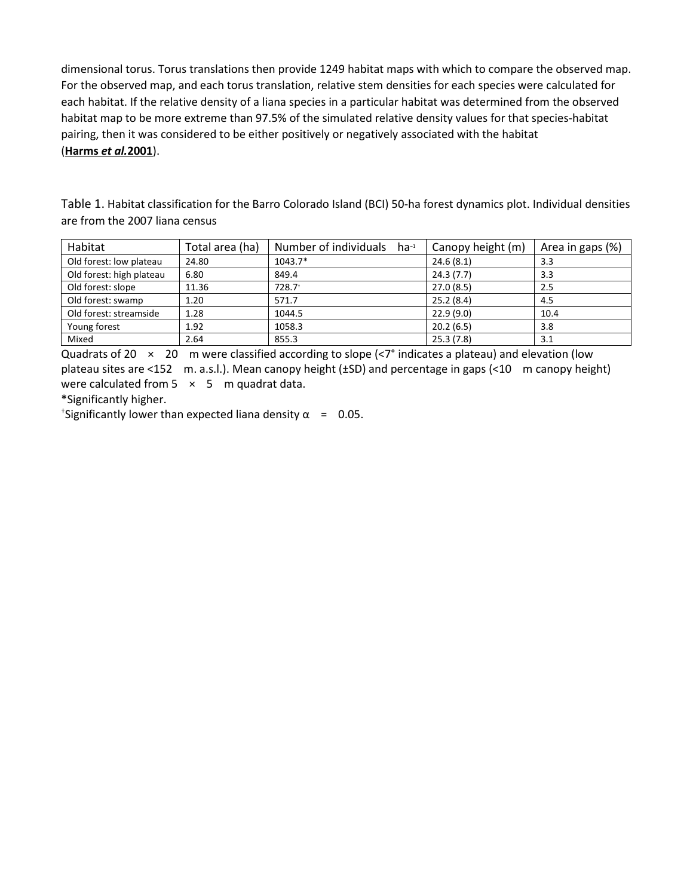dimensional torus. Torus translations then provide 1249 habitat maps with which to compare the observed map. For the observed map, and each torus translation, relative stem densities for each species were calculated for each habitat. If the relative density of a liana species in a particular habitat was determined from the observed habitat map to be more extreme than 97.5% of the simulated relative density values for that species-habitat pairing, then it was considered to be either positively or negatively associated with the habitat (**Harms *et al.* 2001**).

Table 1. Habitat classification for the Barro Colorado Island (BCI) 50-ha forest dynamics plot. Individual densities are from the 2007 liana census

| Habitat | Total area (ha) | Number of individuals ha$^{-1}$ | Canopy height (m) | Area in gaps (%) |
|---|---|---|---|---|
| Old forest: low plateau | 24.80 | 1043.7* | 24.6 (8.1) | 3.3 |
| Old forest: high plateau | 6.80 | 849.4 | 24.3 (7.7) | 3.3 |
| Old forest: slope | 11.36 | 728.7† | 27.0 (8.5) | 2.5 |
| Old forest: swamp | 1.20 | 571.7 | 25.2 (8.4) | 4.5 |
| Old forest: streamside | 1.28 | 1044.5 | 22.9 (9.0) | 10.4 |
| Young forest | 1.92 | 1058.3 | 20.2 (6.5) | 3.8 |
| Mixed | 2.64 | 855.3 | 25.3 (7.8) | 3.1 |

Quadrats of 20 × 20 m were classified according to slope (<7° indicates a plateau) and elevation (low plateau sites are <152 m. a.s.l.). Mean canopy height (±SD) and percentage in gaps (<10 m canopy height) were calculated from 5 × 5 m quadrat data.

*Significantly higher.

†Significantly lower than expected liana density $\alpha = 0.05$.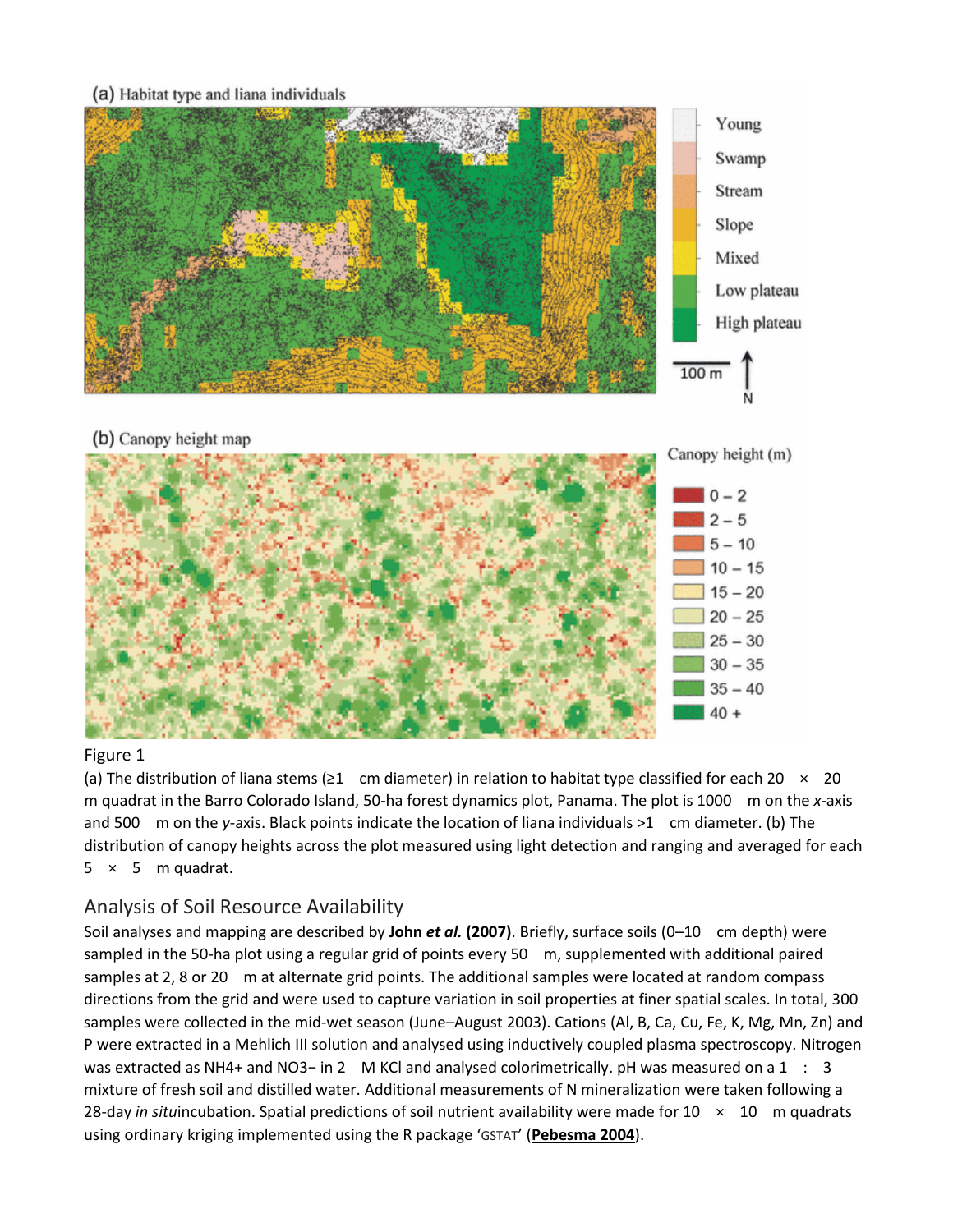Figure 1

(a) The distribution of liana stems (≥1 cm diameter) in relation to habitat type classified for each 20 × 20 m quadrat in the Barro Colorado Island, 50-ha forest dynamics plot, Panama. The plot is 1000 m on the *x*-axis and 500 m on the *y*-axis. Black points indicate the location of liana individuals >1 cm diameter. (b) The distribution of canopy heights across the plot measured using light detection and ranging and averaged for each 5 × 5 m quadrat.

## Analysis of Soil Resource Availability

Soil analyses and mapping are described by **John *et al.* (2007)**. Briefly, surface soils (0–10 cm depth) were sampled in the 50-ha plot using a regular grid of points every 50 m, supplemented with additional paired samples at 2, 8 or 20 m at alternate grid points. The additional samples were located at random compass directions from the grid and were used to capture variation in soil properties at finer spatial scales. In total, 300 samples were collected in the mid-wet season (June–August 2003). Cations (Al, B, Ca, Cu, Fe, K, Mg, Mn, Zn) and P were extracted in a Mehlich III solution and analysed using inductively coupled plasma spectroscopy. Nitrogen was extracted as $NH_4^+$ and $NO_3^-$ in 2 M KCl and analysed colorimetrically. pH was measured on a 1 : 3 mixture of fresh soil and distilled water. Additional measurements of N mineralization were taken following a 28-day *in situ* incubation. Spatial predictions of soil nutrient availability were made for 10 × 10 m quadrats using ordinary kriging implemented using the R package 'GSTAT' (**Pebesma 2004**).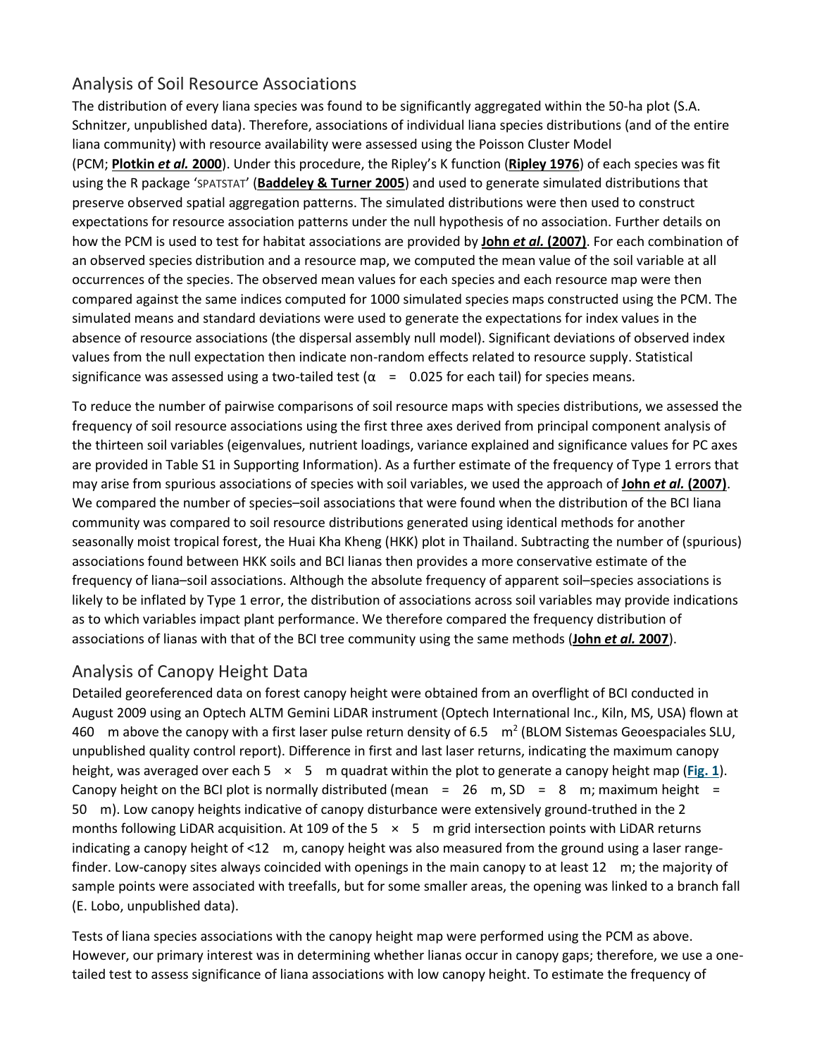## Analysis of Soil Resource Associations

The distribution of every liana species was found to be significantly aggregated within the 50-ha plot (S.A. Schnitzer, unpublished data). Therefore, associations of individual liana species distributions (and of the entire liana community) with resource availability were assessed using the Poisson Cluster Model (PCM; **Plotkin *et al.* 2000**). Under this procedure, the Ripley's K function (**Ripley 1976**) of each species was fit using the R package 'SPATSTAT' (**Baddeley & Turner 2005**) and used to generate simulated distributions that preserve observed spatial aggregation patterns. The simulated distributions were then used to construct expectations for resource association patterns under the null hypothesis of no association. Further details on how the PCM is used to test for habitat associations are provided by **John *et al.* (2007)**. For each combination of an observed species distribution and a resource map, we computed the mean value of the soil variable at all occurrences of the species. The observed mean values for each species and each resource map were then compared against the same indices computed for 1000 simulated species maps constructed using the PCM. The simulated means and standard deviations were used to generate the expectations for index values in the absence of resource associations (the dispersal assembly null model). Significant deviations of observed index values from the null expectation then indicate non-random effects related to resource supply. Statistical significance was assessed using a two-tailed test ($\alpha = 0.025$ for each tail) for species means.

To reduce the number of pairwise comparisons of soil resource maps with species distributions, we assessed the frequency of soil resource associations using the first three axes derived from principal component analysis of the thirteen soil variables (eigenvalues, nutrient loadings, variance explained and significance values for PC axes are provided in Table S1 in Supporting Information). As a further estimate of the frequency of Type 1 errors that may arise from spurious associations of species with soil variables, we used the approach of **John *et al.* (2007)**. We compared the number of species–soil associations that were found when the distribution of the BCI liana community was compared to soil resource distributions generated using identical methods for another seasonally moist tropical forest, the Huai Kha Kheng (HKK) plot in Thailand. Subtracting the number of (spurious) associations found between HKK soils and BCI lianas then provides a more conservative estimate of the frequency of liana–soil associations. Although the absolute frequency of apparent soil–species associations is likely to be inflated by Type 1 error, the distribution of associations across soil variables may provide indications as to which variables impact plant performance. We therefore compared the frequency distribution of associations of lianas with that of the BCI tree community using the same methods (**John *et al.* 2007**).

## Analysis of Canopy Height Data

Detailed georeferenced data on forest canopy height were obtained from an overflight of BCI conducted in August 2009 using an Optech ALTM Gemini LiDAR instrument (Optech International Inc., Kiln, MS, USA) flown at 460 m above the canopy with a first laser pulse return density of 6.5 $m^2$ (BLOM Sistemas Geoespaciales SLU, unpublished quality control report). Difference in first and last laser returns, indicating the maximum canopy height, was averaged over each 5 × 5 m quadrat within the plot to generate a canopy height map (**Fig. 1**). Canopy height on the BCI plot is normally distributed (mean = 26 m, SD = 8 m; maximum height = 50 m). Low canopy heights indicative of canopy disturbance were extensively ground-truthed in the 2 months following LiDAR acquisition. At 109 of the 5 × 5 m grid intersection points with LiDAR returns indicating a canopy height of <12 m, canopy height was also measured from the ground using a laser range-finder. Low-canopy sites always coincided with openings in the main canopy to at least 12 m; the majority of sample points were associated with treefalls, but for some smaller areas, the opening was linked to a branch fall (E. Lobo, unpublished data).

Tests of liana species associations with the canopy height map were performed using the PCM as above. However, our primary interest was in determining whether lianas occur in canopy gaps; therefore, we use a one-tailed test to assess significance of liana associations with low canopy height. To estimate the frequency of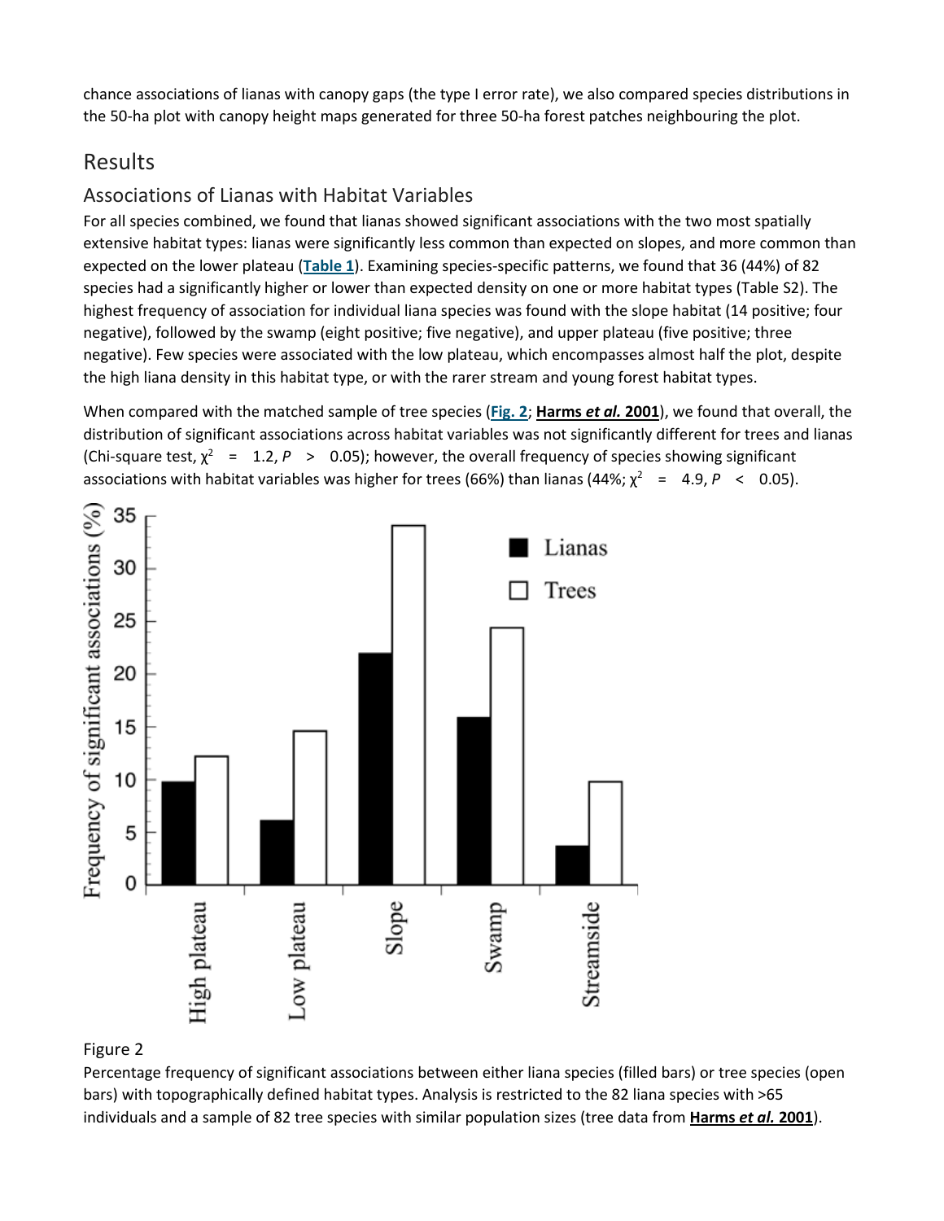chance associations of lianas with canopy gaps (the type I error rate), we also compared species distributions in the 50-ha plot with canopy height maps generated for three 50-ha forest patches neighbouring the plot.

## Results

### Associations of Lianas with Habitat Variables

For all species combined, we found that lianas showed significant associations with the two most spatially extensive habitat types: lianas were significantly less common than expected on slopes, and more common than expected on the lower plateau (**Table 1**). Examining species-specific patterns, we found that 36 (44%) of 82 species had a significantly higher or lower than expected density on one or more habitat types (Table S2). The highest frequency of association for individual liana species was found with the slope habitat (14 positive; four negative), followed by the swamp (eight positive; five negative), and upper plateau (five positive; three negative). Few species were associated with the low plateau, which encompasses almost half the plot, despite the high liana density in this habitat type, or with the rarer stream and young forest habitat types.

When compared with the matched sample of tree species (**Fig. 2**; **Harms *et al.* 2001**), we found that overall, the distribution of significant associations across habitat variables was not significantly different for trees and lianas (Chi-square test, $\chi^2 = 1.2$, $P > 0.05$); however, the overall frequency of species showing significant associations with habitat variables was higher for trees (66%) than lianas (44%; $\chi^2 = 4.9$, $P < 0.05$).

Figure 2

Percentage frequency of significant associations between either liana species (filled bars) or tree species (open bars) with topographically defined habitat types. Analysis is restricted to the 82 liana species with >65 individuals and a sample of 82 tree species with similar population sizes (tree data from **Harms *et al.* 2001**).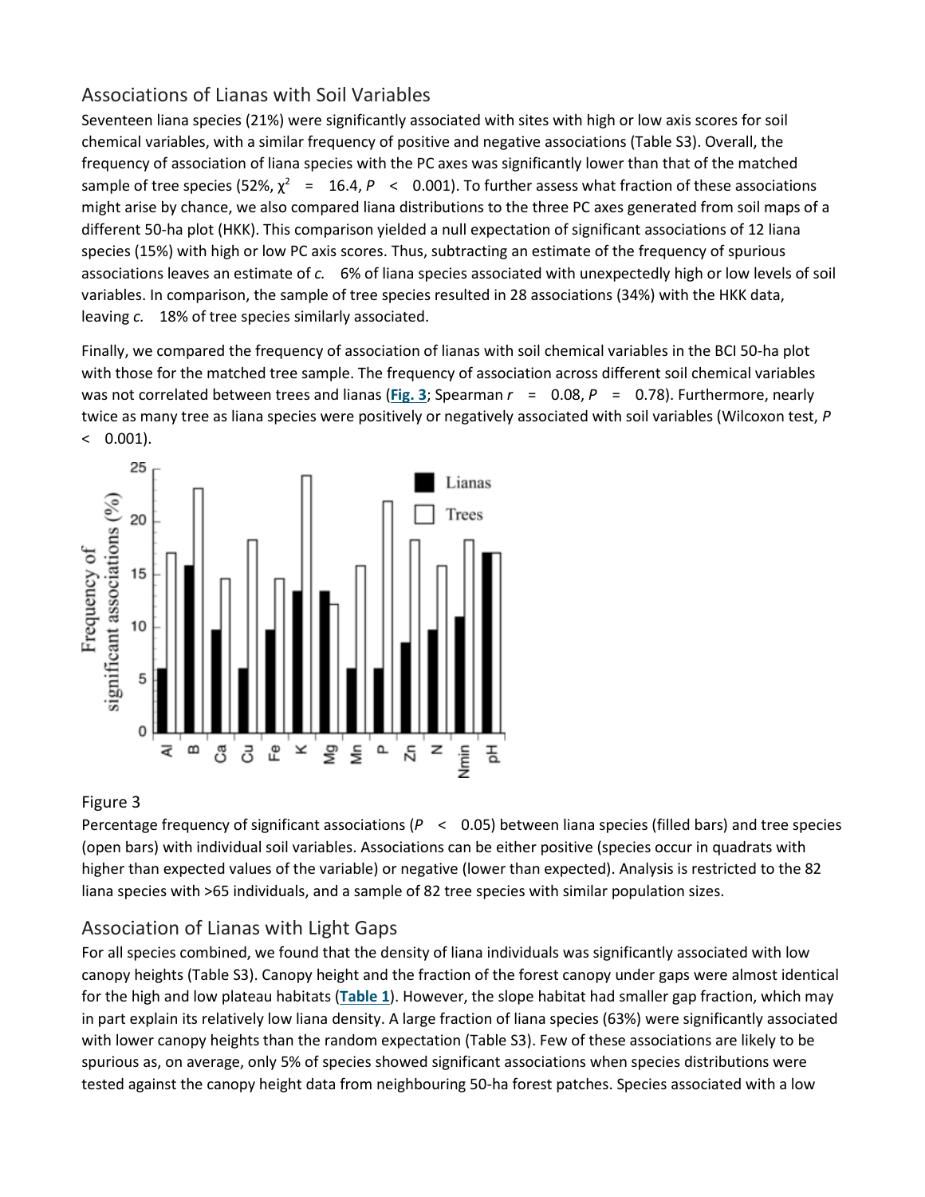## Associations of Lianas with Soil Variables

Seventeen liana species (21%) were significantly associated with sites with high or low axis scores for soil chemical variables, with a similar frequency of positive and negative associations (Table S3). Overall, the frequency of association of liana species with the PC axes was significantly lower than that of the matched sample of tree species (52%, $\chi^2 = 16.4$, $P < 0.001$). To further assess what fraction of these associations might arise by chance, we also compared liana distributions to the three PC axes generated from soil maps of a different 50-ha plot (HKK). This comparison yielded a null expectation of significant associations of 12 liana species (15%) with high or low PC axis scores. Thus, subtracting an estimate of the frequency of spurious associations leaves an estimate of *c.* 6% of liana species associated with unexpectedly high or low levels of soil variables. In comparison, the sample of tree species resulted in 28 associations (34%) with the HKK data, leaving *c.* 18% of tree species similarly associated.

Finally, we compared the frequency of association of lianas with soil chemical variables in the BCI 50-ha plot with those for the matched tree sample. The frequency of association across different soil chemical variables was not correlated between trees and lianas (**Fig. 3**; Spearman $r = 0.08$, $P = 0.78$). Furthermore, nearly twice as many tree as liana species were positively or negatively associated with soil variables (Wilcoxon test, $P < 0.001$).

Figure 3

Percentage frequency of significant associations ($P < 0.05$) between liana species (filled bars) and tree species (open bars) with individual soil variables. Associations can be either positive (species occur in quadrats with higher than expected values of the variable) or negative (lower than expected). Analysis is restricted to the 82 liana species with >65 individuals, and a sample of 82 tree species with similar population sizes.

## Association of Lianas with Light Gaps

For all species combined, we found that the density of liana individuals was significantly associated with low canopy heights (Table S3). Canopy height and the fraction of the forest canopy under gaps were almost identical for the high and low plateau habitats (**Table 1**). However, the slope habitat had smaller gap fraction, which may in part explain its relatively low liana density. A large fraction of liana species (63%) were significantly associated with lower canopy heights than the random expectation (Table S3). Few of these associations are likely to be spurious as, on average, only 5% of species showed significant associations when species distributions were tested against the canopy height data from neighbouring 50-ha forest patches. Species associated with a low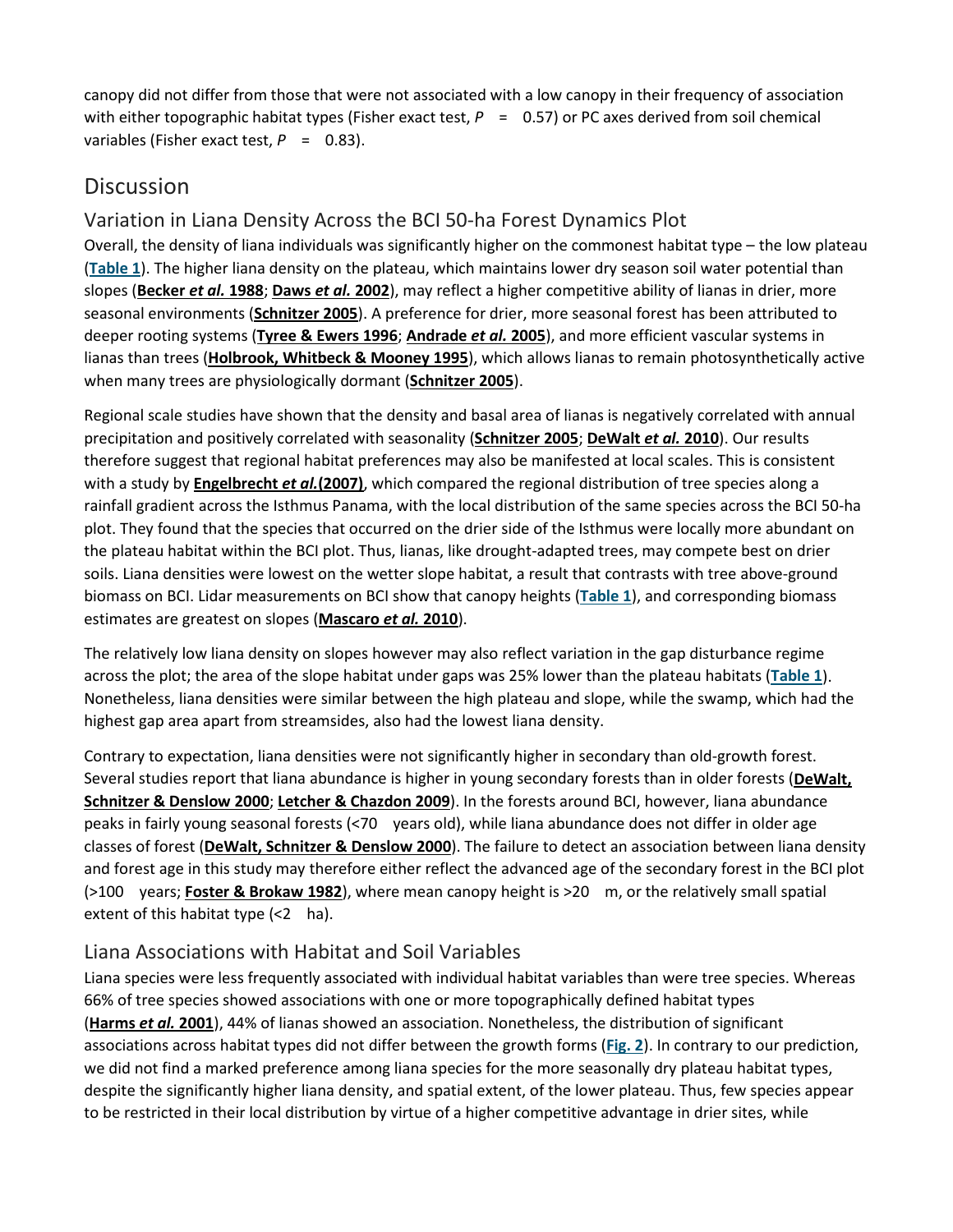canopy did not differ from those that were not associated with a low canopy in their frequency of association with either topographic habitat types (Fisher exact test, $P = 0.57$) or PC axes derived from soil chemical variables (Fisher exact test, $P = 0.83$).

## Discussion

### Variation in Liana Density Across the BCI 50-ha Forest Dynamics Plot

Overall, the density of liana individuals was significantly higher on the commonest habitat type – the low plateau (**Table 1**). The higher liana density on the plateau, which maintains lower dry season soil water potential than slopes (**Becker *et al.* 1988**; **Daws *et al.* 2002**), may reflect a higher competitive ability of lianas in drier, more seasonal environments (**Schnitzer 2005**). A preference for drier, more seasonal forest has been attributed to deeper rooting systems (**Tyree & Ewers 1996**; **Andrade *et al.* 2005**), and more efficient vascular systems in lianas than trees (**Holbrook, Whitbeck & Mooney 1995**), which allows lianas to remain photosynthetically active when many trees are physiologically dormant (**Schnitzer 2005**).

Regional scale studies have shown that the density and basal area of lianas is negatively correlated with annual precipitation and positively correlated with seasonality (**Schnitzer 2005**; **DeWalt *et al.* 2010**). Our results therefore suggest that regional habitat preferences may also be manifested at local scales. This is consistent with a study by **Engelbrecht *et al.*(2007)**, which compared the regional distribution of tree species along a rainfall gradient across the Isthmus Panama, with the local distribution of the same species across the BCI 50-ha plot. They found that the species that occurred on the drier side of the Isthmus were locally more abundant on the plateau habitat within the BCI plot. Thus, lianas, like drought-adapted trees, may compete best on drier soils. Liana densities were lowest on the wetter slope habitat, a result that contrasts with tree above-ground biomass on BCI. Lidar measurements on BCI show that canopy heights (**Table 1**), and corresponding biomass estimates are greatest on slopes (**Mascaro *et al.* 2010**).

The relatively low liana density on slopes however may also reflect variation in the gap disturbance regime across the plot; the area of the slope habitat under gaps was 25% lower than the plateau habitats (**Table 1**). Nonetheless, liana densities were similar between the high plateau and slope, while the swamp, which had the highest gap area apart from streamsides, also had the lowest liana density.

Contrary to expectation, liana densities were not significantly higher in secondary than old-growth forest. Several studies report that liana abundance is higher in young secondary forests than in older forests (**DeWalt, Schnitzer & Denslow 2000**; **Letcher & Chazdon 2009**). In the forests around BCI, however, liana abundance peaks in fairly young seasonal forests (<70 years old), while liana abundance does not differ in older age classes of forest (**DeWalt, Schnitzer & Denslow 2000**). The failure to detect an association between liana density and forest age in this study may therefore either reflect the advanced age of the secondary forest in the BCI plot (>100 years; **Foster & Brokaw 1982**), where mean canopy height is >20 m, or the relatively small spatial extent of this habitat type (<2 ha).

### Liana Associations with Habitat and Soil Variables

Liana species were less frequently associated with individual habitat variables than were tree species. Whereas 66% of tree species showed associations with one or more topographically defined habitat types (**Harms *et al.* 2001**), 44% of lianas showed an association. Nonetheless, the distribution of significant associations across habitat types did not differ between the growth forms (**Fig. 2**). In contrary to our prediction, we did not find a marked preference among liana species for the more seasonally dry plateau habitat types, despite the significantly higher liana density, and spatial extent, of the lower plateau. Thus, few species appear to be restricted in their local distribution by virtue of a higher competitive advantage in drier sites, while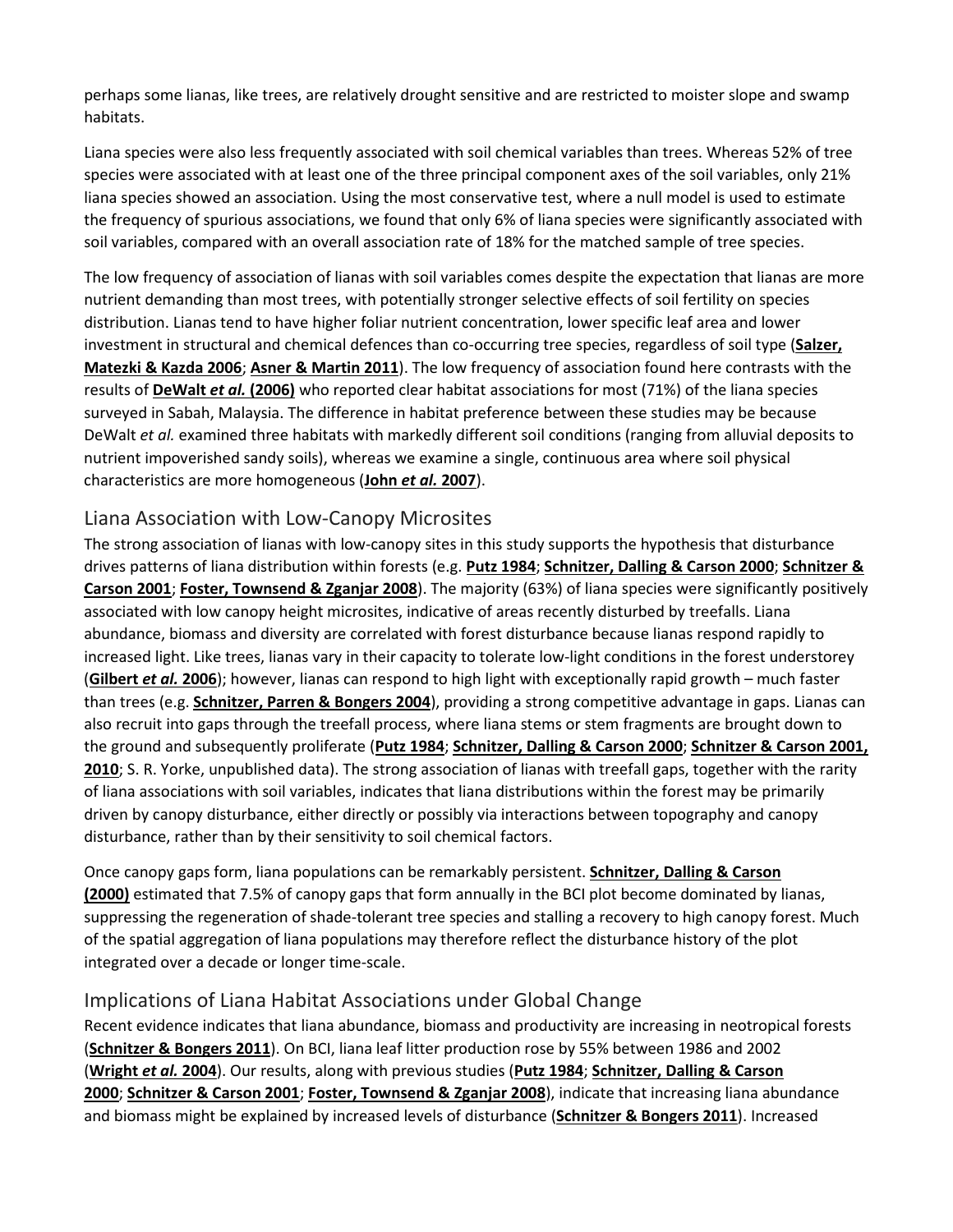perhaps some lianas, like trees, are relatively drought sensitive and are restricted to moister slope and swamp habitats.

Liana species were also less frequently associated with soil chemical variables than trees. Whereas 52% of tree species were associated with at least one of the three principal component axes of the soil variables, only 21% liana species showed an association. Using the most conservative test, where a null model is used to estimate the frequency of spurious associations, we found that only 6% of liana species were significantly associated with soil variables, compared with an overall association rate of 18% for the matched sample of tree species.

The low frequency of association of lianas with soil variables comes despite the expectation that lianas are more nutrient demanding than most trees, with potentially stronger selective effects of soil fertility on species distribution. Lianas tend to have higher foliar nutrient concentration, lower specific leaf area and lower investment in structural and chemical defences than co-occurring tree species, regardless of soil type (**Salzer, Matezki & Kazda 2006**; **Asner & Martin 2011**). The low frequency of association found here contrasts with the results of **DeWalt *et al.* (2006)** who reported clear habitat associations for most (71%) of the liana species surveyed in Sabah, Malaysia. The difference in habitat preference between these studies may be because DeWalt *et al.* examined three habitats with markedly different soil conditions (ranging from alluvial deposits to nutrient impoverished sandy soils), whereas we examine a single, continuous area where soil physical characteristics are more homogeneous (**John *et al.* 2007**).

## Liana Association with Low-Canopy Microsites

The strong association of lianas with low-canopy sites in this study supports the hypothesis that disturbance drives patterns of liana distribution within forests (e.g. **Putz 1984**; **Schnitzer, Dalling & Carson 2000**; **Schnitzer & Carson 2001**; **Foster, Townsend & Zganjar 2008**). The majority (63%) of liana species were significantly positively associated with low canopy height microsites, indicative of areas recently disturbed by treefalls. Liana abundance, biomass and diversity are correlated with forest disturbance because lianas respond rapidly to increased light. Like trees, lianas vary in their capacity to tolerate low-light conditions in the forest understorey (**Gilbert *et al.* 2006**); however, lianas can respond to high light with exceptionally rapid growth – much faster than trees (e.g. **Schnitzer, Parren & Bongers 2004**), providing a strong competitive advantage in gaps. Lianas can also recruit into gaps through the treefall process, where liana stems or stem fragments are brought down to the ground and subsequently proliferate (**Putz 1984**; **Schnitzer, Dalling & Carson 2000**; **Schnitzer & Carson 2001, 2010**; S. R. Yorke, unpublished data). The strong association of lianas with treefall gaps, together with the rarity of liana associations with soil variables, indicates that liana distributions within the forest may be primarily driven by canopy disturbance, either directly or possibly via interactions between topography and canopy disturbance, rather than by their sensitivity to soil chemical factors.

Once canopy gaps form, liana populations can be remarkably persistent. **Schnitzer, Dalling & Carson (2000)** estimated that 7.5% of canopy gaps that form annually in the BCI plot become dominated by lianas, suppressing the regeneration of shade-tolerant tree species and stalling a recovery to high canopy forest. Much of the spatial aggregation of liana populations may therefore reflect the disturbance history of the plot integrated over a decade or longer time-scale.

## Implications of Liana Habitat Associations under Global Change

Recent evidence indicates that liana abundance, biomass and productivity are increasing in neotropical forests (**Schnitzer & Bongers 2011**). On BCI, liana leaf litter production rose by 55% between 1986 and 2002 (**Wright *et al.* 2004**). Our results, along with previous studies (**Putz 1984**; **Schnitzer, Dalling & Carson 2000**; **Schnitzer & Carson 2001**; **Foster, Townsend & Zganjar 2008**), indicate that increasing liana abundance and biomass might be explained by increased levels of disturbance (**Schnitzer & Bongers 2011**). Increased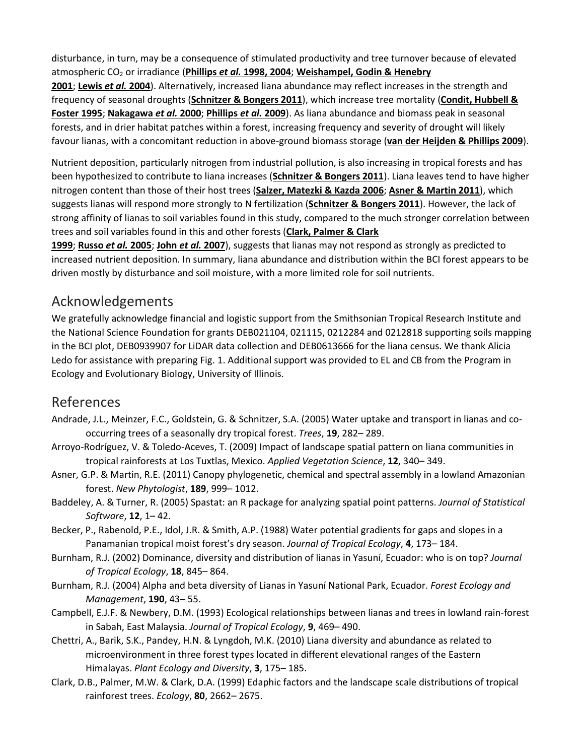disturbance, in turn, may be a consequence of stimulated productivity and tree turnover because of elevated atmospheric $CO_2$ or irradiance (**Phillips *et al.* 1998, 2004**; **Weishampel, Godin & Henebry 2001**; **Lewis *et al.* 2004**). Alternatively, increased liana abundance may reflect increases in the strength and frequency of seasonal droughts (**Schnitzer & Bongers 2011**), which increase tree mortality (**Condit, Hubbell & Foster 1995**; **Nakagawa *et al.* 2000**; **Phillips *et al.* 2009**). As liana abundance and biomass peak in seasonal forests, and in drier habitat patches within a forest, increasing frequency and severity of drought will likely favour lianas, with a concomitant reduction in above-ground biomass storage (**van der Heijden & Phillips 2009**).

Nutrient deposition, particularly nitrogen from industrial pollution, is also increasing in tropical forests and has been hypothesized to contribute to liana increases (**Schnitzer & Bongers 2011**). Liana leaves tend to have higher nitrogen content than those of their host trees (**Salzer, Matezki & Kazda 2006**; **Asner & Martin 2011**), which suggests lianas will respond more strongly to N fertilization (**Schnitzer & Bongers 2011**). However, the lack of strong affinity of lianas to soil variables found in this study, compared to the much stronger correlation between trees and soil variables found in this and other forests (**Clark, Palmer & Clark 1999**; **Russo *et al.* 2005**; **John *et al.* 2007**), suggests that lianas may not respond as strongly as predicted to increased nutrient deposition. In summary, liana abundance and distribution within the BCI forest appears to be driven mostly by disturbance and soil moisture, with a more limited role for soil nutrients.

## Acknowledgements

We gratefully acknowledge financial and logistic support from the Smithsonian Tropical Research Institute and the National Science Foundation for grants DEB021104, 021115, 0212284 and 0212818 supporting soils mapping in the BCI plot, DEB0939907 for LiDAR data collection and DEB0613666 for the liana census. We thank Alicia Ledo for assistance with preparing Fig. 1. Additional support was provided to EL and CB from the Program in Ecology and Evolutionary Biology, University of Illinois.

## References

Andrade, J.L., Meinzer, F.C., Goldstein, G. & Schnitzer, S.A. (2005) Water uptake and transport in lianas and co-occurring trees of a seasonally dry tropical forest. *Trees*, **19**, 282– 289.

Arroyo-Rodríguez, V. & Toledo-Aceves, T. (2009) Impact of landscape spatial pattern on liana communities in tropical rainforests at Los Tuxtlas, Mexico. *Applied Vegetation Science*, **12**, 340– 349.

Asner, G.P. & Martin, R.E. (2011) Canopy phylogenetic, chemical and spectral assembly in a lowland Amazonian forest. *New Phytologist*, **189**, 999– 1012.

Baddeley, A. & Turner, R. (2005) Spastat: an R package for analyzing spatial point patterns. *Journal of Statistical Software*, **12**, 1– 42.

Becker, P., Rabenold, P.E., Idol, J.R. & Smith, A.P. (1988) Water potential gradients for gaps and slopes in a Panamanian tropical moist forest's dry season. *Journal of Tropical Ecology*, **4**, 173– 184.

Burnham, R.J. (2002) Dominance, diversity and distribution of lianas in Yasuní, Ecuador: who is on top? *Journal of Tropical Ecology*, **18**, 845– 864.

Burnham, R.J. (2004) Alpha and beta diversity of Lianas in Yasuní National Park, Ecuador. *Forest Ecology and Management*, **190**, 43– 55.

Campbell, E.J.F. & Newbery, D.M. (1993) Ecological relationships between lianas and trees in lowland rain-forest in Sabah, East Malaysia. *Journal of Tropical Ecology*, **9**, 469– 490.

Chettri, A., Barik, S.K., Pandey, H.N. & Lyngdoh, M.K. (2010) Liana diversity and abundance as related to microenvironment in three forest types located in different elevational ranges of the Eastern Himalayas. *Plant Ecology and Diversity*, **3**, 175– 185.

Clark, D.B., Palmer, M.W. & Clark, D.A. (1999) Edaphic factors and the landscape scale distributions of tropical rainforest trees. *Ecology*, **80**, 2662– 2675.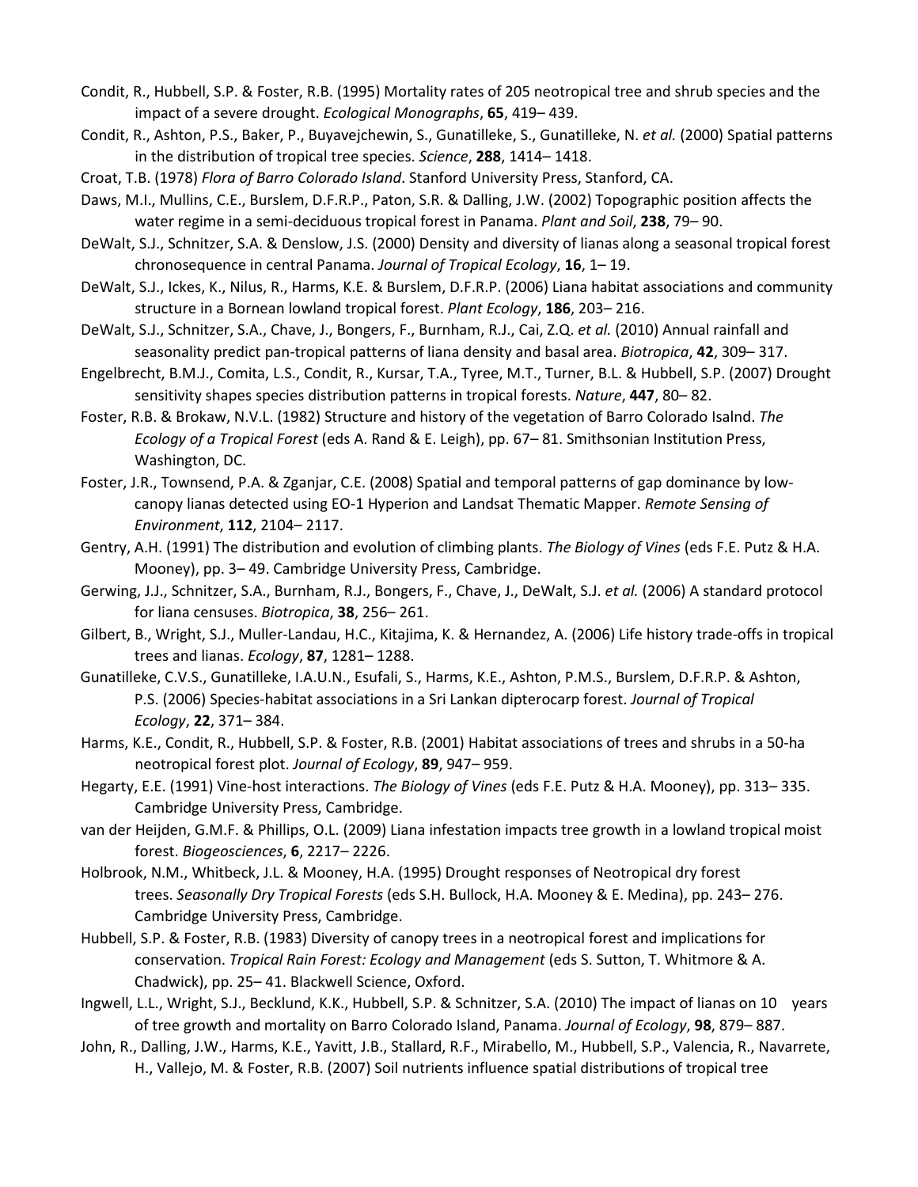Condit, R., Hubbell, S.P. & Foster, R.B. (1995) Mortality rates of 205 neotropical tree and shrub species and the impact of a severe drought. *Ecological Monographs*, **65**, 419– 439.

Condit, R., Ashton, P.S., Baker, P., Buyavejchewin, S., Gunatilleke, S., Gunatilleke, N. *et al.* (2000) Spatial patterns in the distribution of tropical tree species. *Science*, **288**, 1414– 1418.

Croat, T.B. (1978) *Flora of Barro Colorado Island*. Stanford University Press, Stanford, CA.

Daws, M.I., Mullins, C.E., Burslem, D.F.R.P., Paton, S.R. & Dalling, J.W. (2002) Topographic position affects the water regime in a semi-deciduous tropical forest in Panama. *Plant and Soil*, **238**, 79– 90.

DeWalt, S.J., Schnitzer, S.A. & Denslow, J.S. (2000) Density and diversity of lianas along a seasonal tropical forest chronosequence in central Panama. *Journal of Tropical Ecology*, **16**, 1– 19.

DeWalt, S.J., Ickes, K., Nilus, R., Harms, K.E. & Burslem, D.F.R.P. (2006) Liana habitat associations and community structure in a Bornean lowland tropical forest. *Plant Ecology*, **186**, 203– 216.

DeWalt, S.J., Schnitzer, S.A., Chave, J., Bongers, F., Burnham, R.J., Cai, Z.Q. *et al.* (2010) Annual rainfall and seasonality predict pan-tropical patterns of liana density and basal area. *Biotropica*, **42**, 309– 317.

Engelbrecht, B.M.J., Comita, L.S., Condit, R., Kursar, T.A., Tyree, M.T., Turner, B.L. & Hubbell, S.P. (2007) Drought sensitivity shapes species distribution patterns in tropical forests. *Nature*, **447**, 80– 82.

Foster, R.B. & Brokaw, N.V.L. (1982) Structure and history of the vegetation of Barro Colorado Isalnd. *The Ecology of a Tropical Forest* (eds A. Rand & E. Leigh), pp. 67– 81. Smithsonian Institution Press, Washington, DC.

Foster, J.R., Townsend, P.A. & Zganjar, C.E. (2008) Spatial and temporal patterns of gap dominance by low-canopy lianas detected using EO-1 Hyperion and Landsat Thematic Mapper. *Remote Sensing of Environment*, **112**, 2104– 2117.

Gentry, A.H. (1991) The distribution and evolution of climbing plants. *The Biology of Vines* (eds F.E. Putz & H.A. Mooney), pp. 3– 49. Cambridge University Press, Cambridge.

Gerwing, J.J., Schnitzer, S.A., Burnham, R.J., Bongers, F., Chave, J., DeWalt, S.J. *et al.* (2006) A standard protocol for liana censuses. *Biotropica*, **38**, 256– 261.

Gilbert, B., Wright, S.J., Muller-Landau, H.C., Kitajima, K. & Hernandez, A. (2006) Life history trade-offs in tropical trees and lianas. *Ecology*, **87**, 1281– 1288.

Gunatilleke, C.V.S., Gunatilleke, I.A.U.N., Esufali, S., Harms, K.E., Ashton, P.M.S., Burslem, D.F.R.P. & Ashton, P.S. (2006) Species-habitat associations in a Sri Lankan dipterocarp forest. *Journal of Tropical Ecology*, **22**, 371– 384.

Harms, K.E., Condit, R., Hubbell, S.P. & Foster, R.B. (2001) Habitat associations of trees and shrubs in a 50-ha neotropical forest plot. *Journal of Ecology*, **89**, 947– 959.

Hegarty, E.E. (1991) Vine-host interactions. *The Biology of Vines* (eds F.E. Putz & H.A. Mooney), pp. 313– 335. Cambridge University Press, Cambridge.

van der Heijden, G.M.F. & Phillips, O.L. (2009) Liana infestation impacts tree growth in a lowland tropical moist forest. *Biogeosciences*, **6**, 2217– 2226.

Holbrook, N.M., Whitbeck, J.L. & Mooney, H.A. (1995) Drought responses of Neotropical dry forest trees. *Seasonally Dry Tropical Forests* (eds S.H. Bullock, H.A. Mooney & E. Medina), pp. 243– 276. Cambridge University Press, Cambridge.

Hubbell, S.P. & Foster, R.B. (1983) Diversity of canopy trees in a neotropical forest and implications for conservation. *Tropical Rain Forest: Ecology and Management* (eds S. Sutton, T. Whitmore & A. Chadwick), pp. 25– 41. Blackwell Science, Oxford.

Ingwell, L.L., Wright, S.J., Becklund, K.K., Hubbell, S.P. & Schnitzer, S.A. (2010) The impact of lianas on 10 years of tree growth and mortality on Barro Colorado Island, Panama. *Journal of Ecology*, **98**, 879– 887.

John, R., Dalling, J.W., Harms, K.E., Yavitt, J.B., Stallard, R.F., Mirabello, M., Hubbell, S.P., Valencia, R., Navarrete, H., Vallejo, M. & Foster, R.B. (2007) Soil nutrients influence spatial distributions of tropical tree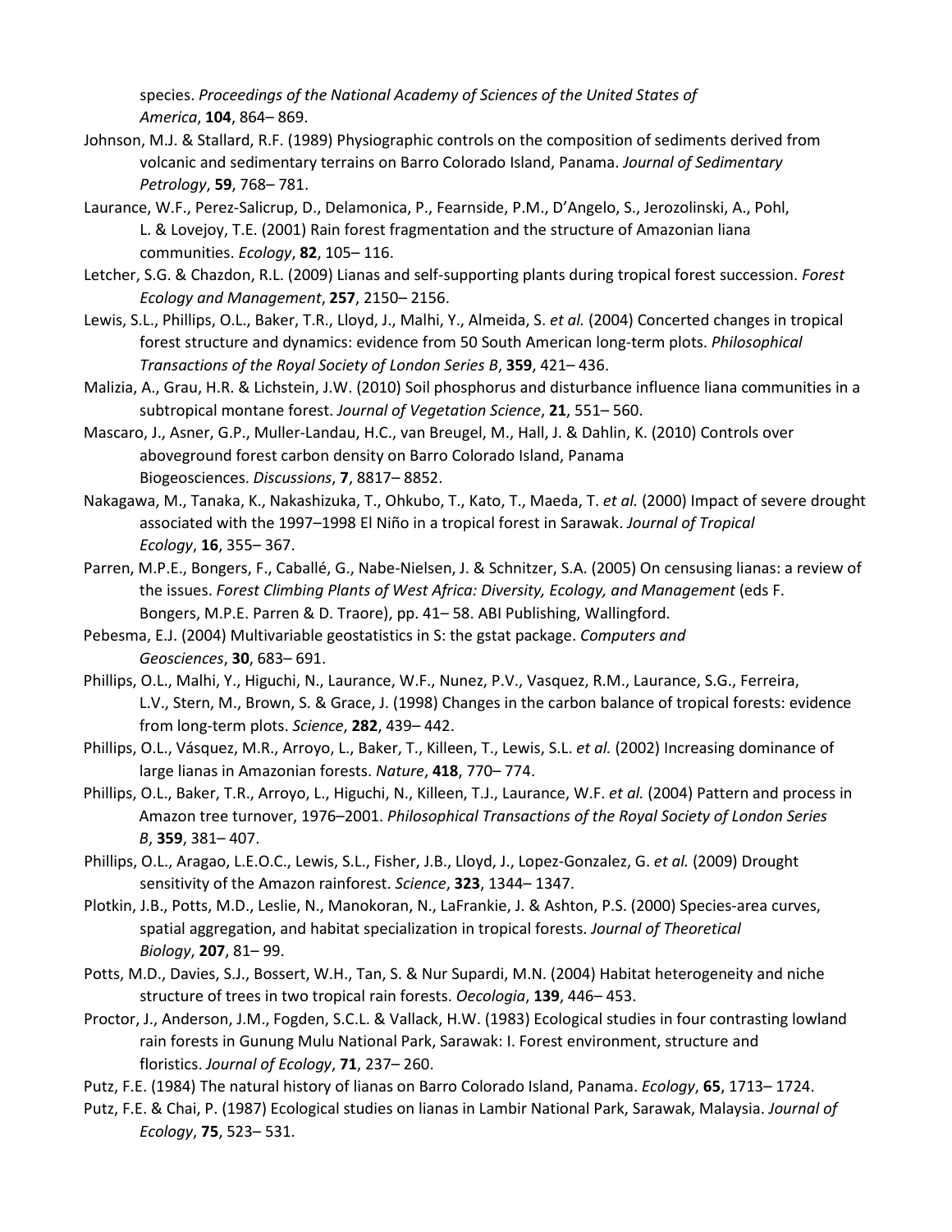species. *Proceedings of the National Academy of Sciences of the United States of America*, **104**, 864– 869.

Johnson, M.J. & Stallard, R.F. (1989) Physiographic controls on the composition of sediments derived from volcanic and sedimentary terrains on Barro Colorado Island, Panama. *Journal of Sedimentary Petrology*, **59**, 768– 781.

Laurance, W.F., Perez-Salicrup, D., Delamonica, P., Fearnside, P.M., D'Angelo, S., Jerozolinski, A., Pohl, L. & Lovejoy, T.E. (2001) Rain forest fragmentation and the structure of Amazonian liana communities. *Ecology*, **82**, 105– 116.

Letcher, S.G. & Chazdon, R.L. (2009) Lianas and self-supporting plants during tropical forest succession. *Forest Ecology and Management*, **257**, 2150– 2156.

Lewis, S.L., Phillips, O.L., Baker, T.R., Lloyd, J., Malhi, Y., Almeida, S. *et al.* (2004) Concerted changes in tropical forest structure and dynamics: evidence from 50 South American long-term plots. *Philosophical Transactions of the Royal Society of London Series B*, **359**, 421– 436.

Malizia, A., Grau, H.R. & Lichstein, J.W. (2010) Soil phosphorus and disturbance influence liana communities in a subtropical montane forest. *Journal of Vegetation Science*, **21**, 551– 560.

Mascaro, J., Asner, G.P., Muller-Landau, H.C., van Breugel, M., Hall, J. & Dahlin, K. (2010) Controls over aboveground forest carbon density on Barro Colorado Island, Panama Biogeosciences. *Discussions*, **7**, 8817– 8852.

Nakagawa, M., Tanaka, K., Nakashizuka, T., Ohkubo, T., Kato, T., Maeda, T. *et al.* (2000) Impact of severe drought associated with the 1997–1998 El Niño in a tropical forest in Sarawak. *Journal of Tropical Ecology*, **16**, 355– 367.

Parren, M.P.E., Bongers, F., Caballé, G., Nabe-Nielsen, J. & Schnitzer, S.A. (2005) On censusing lianas: a review of the issues. *Forest Climbing Plants of West Africa: Diversity, Ecology, and Management* (eds F. Bongers, M.P.E. Parren & D. Traore), pp. 41– 58. ABI Publishing, Wallingford.

Pebesma, E.J. (2004) Multivariable geostatistics in S: the gstat package. *Computers and Geosciences*, **30**, 683– 691.

Phillips, O.L., Malhi, Y., Higuchi, N., Laurance, W.F., Nunez, P.V., Vasquez, R.M., Laurance, S.G., Ferreira, L.V., Stern, M., Brown, S. & Grace, J. (1998) Changes in the carbon balance of tropical forests: evidence from long-term plots. *Science*, **282**, 439– 442.

Phillips, O.L., Vásquez, M.R., Arroyo, L., Baker, T., Killeen, T., Lewis, S.L. *et al.* (2002) Increasing dominance of large lianas in Amazonian forests. *Nature*, **418**, 770– 774.

Phillips, O.L., Baker, T.R., Arroyo, L., Higuchi, N., Killeen, T.J., Laurance, W.F. *et al.* (2004) Pattern and process in Amazon tree turnover, 1976–2001. *Philosophical Transactions of the Royal Society of London Series B*, **359**, 381– 407.

Phillips, O.L., Aragao, L.E.O.C., Lewis, S.L., Fisher, J.B., Lloyd, J., Lopez-Gonzalez, G. *et al.* (2009) Drought sensitivity of the Amazon rainforest. *Science*, **323**, 1344– 1347.

Plotkin, J.B., Potts, M.D., Leslie, N., Manokoran, N., LaFrankie, J. & Ashton, P.S. (2000) Species-area curves, spatial aggregation, and habitat specialization in tropical forests. *Journal of Theoretical Biology*, **207**, 81– 99.

Potts, M.D., Davies, S.J., Bossert, W.H., Tan, S. & Nur Supardi, M.N. (2004) Habitat heterogeneity and niche structure of trees in two tropical rain forests. *Oecologia*, **139**, 446– 453.

Proctor, J., Anderson, J.M., Fogden, S.C.L. & Vallack, H.W. (1983) Ecological studies in four contrasting lowland rain forests in Gunung Mulu National Park, Sarawak: I. Forest environment, structure and floristics. *Journal of Ecology*, **71**, 237– 260.

Putz, F.E. (1984) The natural history of lianas on Barro Colorado Island, Panama. *Ecology*, **65**, 1713– 1724.

Putz, F.E. & Chai, P. (1987) Ecological studies on lianas in Lambir National Park, Sarawak, Malaysia. *Journal of Ecology*, **75**, 523– 531.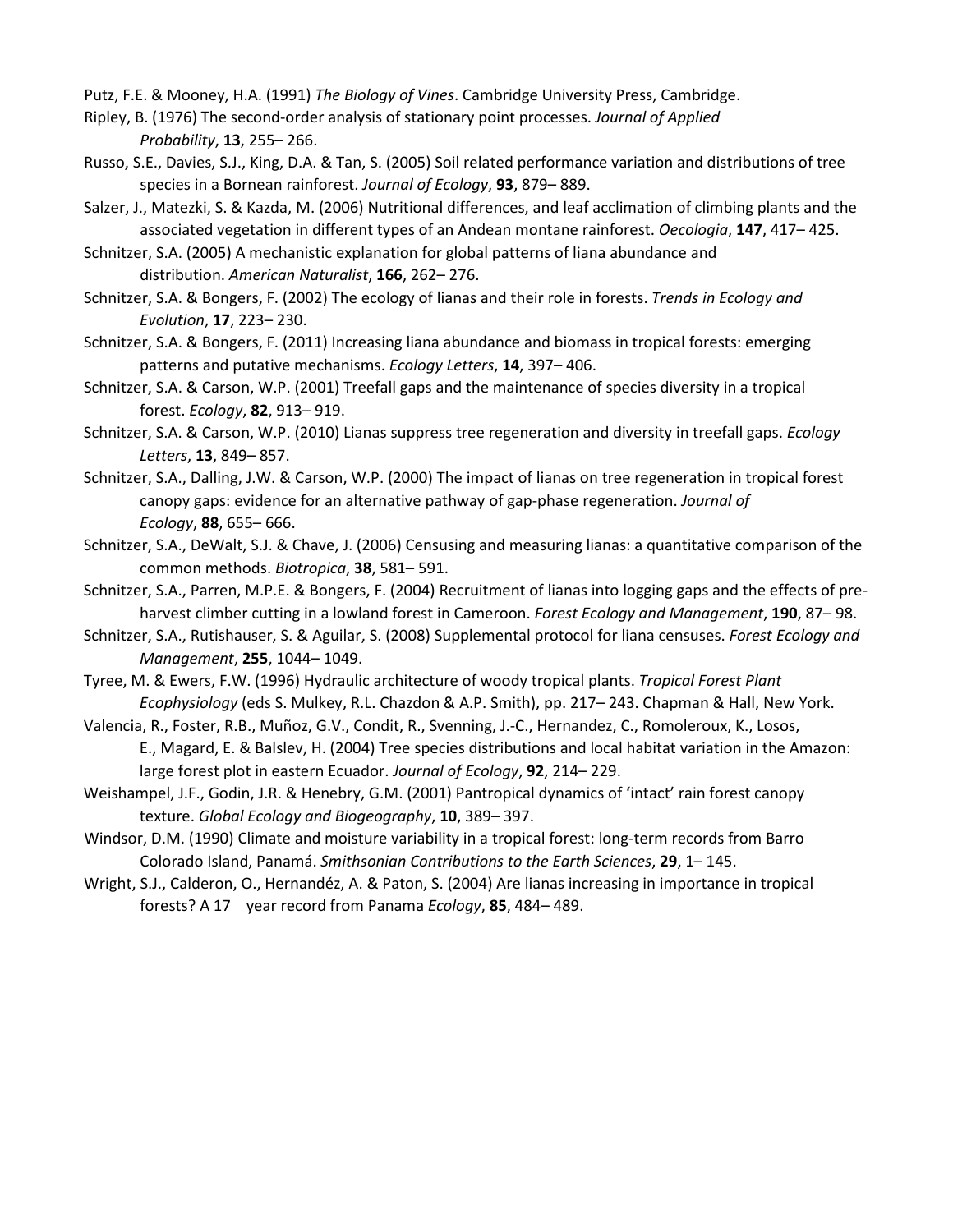Putz, F.E. & Mooney, H.A. (1991) *The Biology of Vines*. Cambridge University Press, Cambridge.

Ripley, B. (1976) The second-order analysis of stationary point processes. *Journal of Applied Probability*, **13**, 255– 266.

Russo, S.E., Davies, S.J., King, D.A. & Tan, S. (2005) Soil related performance variation and distributions of tree species in a Bornean rainforest. *Journal of Ecology*, **93**, 879– 889.

Salzer, J., Matezki, S. & Kazda, M. (2006) Nutritional differences, and leaf acclimation of climbing plants and the associated vegetation in different types of an Andean montane rainforest. *Oecologia*, **147**, 417– 425.

Schnitzer, S.A. (2005) A mechanistic explanation for global patterns of liana abundance and distribution. *American Naturalist*, **166**, 262– 276.

Schnitzer, S.A. & Bongers, F. (2002) The ecology of lianas and their role in forests. *Trends in Ecology and Evolution*, **17**, 223– 230.

Schnitzer, S.A. & Bongers, F. (2011) Increasing liana abundance and biomass in tropical forests: emerging patterns and putative mechanisms. *Ecology Letters*, **14**, 397– 406.

Schnitzer, S.A. & Carson, W.P. (2001) Treefall gaps and the maintenance of species diversity in a tropical forest. *Ecology*, **82**, 913– 919.

Schnitzer, S.A. & Carson, W.P. (2010) Lianas suppress tree regeneration and diversity in treefall gaps. *Ecology Letters*, **13**, 849– 857.

Schnitzer, S.A., Dalling, J.W. & Carson, W.P. (2000) The impact of lianas on tree regeneration in tropical forest canopy gaps: evidence for an alternative pathway of gap-phase regeneration. *Journal of Ecology*, **88**, 655– 666.

Schnitzer, S.A., DeWalt, S.J. & Chave, J. (2006) Censusing and measuring lianas: a quantitative comparison of the common methods. *Biotropica*, **38**, 581– 591.

Schnitzer, S.A., Parren, M.P.E. & Bongers, F. (2004) Recruitment of lianas into logging gaps and the effects of pre-harvest climber cutting in a lowland forest in Cameroon. *Forest Ecology and Management*, **190**, 87– 98.

Schnitzer, S.A., Rutishauser, S. & Aguilar, S. (2008) Supplemental protocol for liana censuses. *Forest Ecology and Management*, **255**, 1044– 1049.

Tyree, M. & Ewers, F.W. (1996) Hydraulic architecture of woody tropical plants. *Tropical Forest Plant Ecophysiology* (eds S. Mulkey, R.L. Chazdon & A.P. Smith), pp. 217– 243. Chapman & Hall, New York.

Valencia, R., Foster, R.B., Muñoz, G.V., Condit, R., Svenning, J.-C., Hernandez, C., Romoleroux, K., Losos, E., Magard, E. & Balslev, H. (2004) Tree species distributions and local habitat variation in the Amazon: large forest plot in eastern Ecuador. *Journal of Ecology*, **92**, 214– 229.

Weishampel, J.F., Godin, J.R. & Henebry, G.M. (2001) Pantropical dynamics of 'intact' rain forest canopy texture. *Global Ecology and Biogeography*, **10**, 389– 397.

Windsor, D.M. (1990) Climate and moisture variability in a tropical forest: long-term records from Barro Colorado Island, Panamá. *Smithsonian Contributions to the Earth Sciences*, **29**, 1– 145.

Wright, S.J., Calderon, O., Hernandéz, A. & Paton, S. (2004) Are lianas increasing in importance in tropical forests? A 17 year record from Panama *Ecology*, **85**, 484– 489.